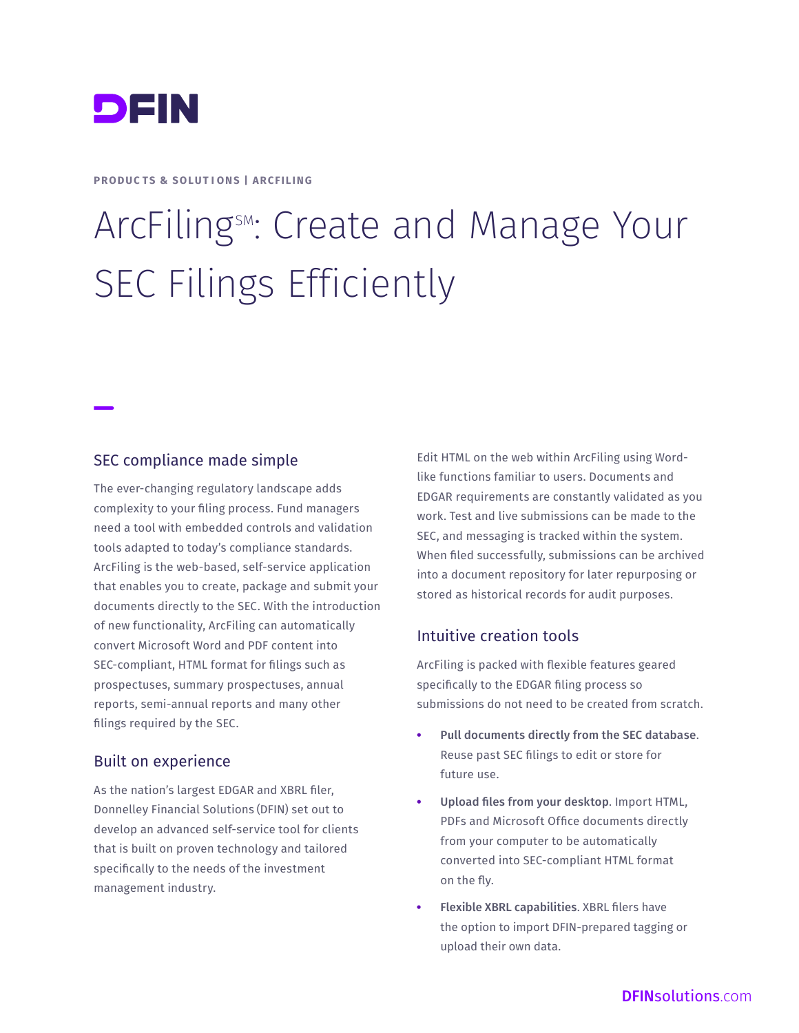DFIN

PRODUCTS & SOLUTIONS | ARCFILING

# ArcFiling℠: Create and Manage Your SEC Filings Efficiently

## SEC compliance made simple

The ever-changing regulatory landscape adds complexity to your filing process. Fund managers need a tool with embedded controls and validation tools adapted to today's compliance standards. ArcFiling is the web-based, self-service application that enables you to create, package and submit your documents directly to the SEC. With the introduction of new functionality, ArcFiling can automatically convert Microsoft Word and PDF content into SEC-compliant, HTML format for filings such as prospectuses, summary prospectuses, annual reports, semi-annual reports and many other filings required by the SEC.

## Built on experience

As the nation's largest EDGAR and XBRL filer, Donnelley Financial Solutions (DFIN) set out to develop an advanced self-service tool for clients that is built on proven technology and tailored specifically to the needs of the investment management industry.

Edit HTML on the web within ArcFiling using Word-like functions familiar to users. Documents and EDGAR requirements are constantly validated as you work. Test and live submissions can be made to the SEC, and messaging is tracked within the system. When filed successfully, submissions can be archived into a document repository for later repurposing or stored as historical records for audit purposes.

## Intuitive creation tools

ArcFiling is packed with flexible features geared specifically to the EDGAR filing process so submissions do not need to be created from scratch.

- **Pull documents directly from the SEC database**. Reuse past SEC filings to edit or store for future use.
- **Upload files from your desktop**. Import HTML, PDFs and Microsoft Office documents directly from your computer to be automatically converted into SEC-compliant HTML format on the fly.
- **Flexible XBRL capabilities**. XBRL filers have the option to import DFIN-prepared tagging or upload their own data.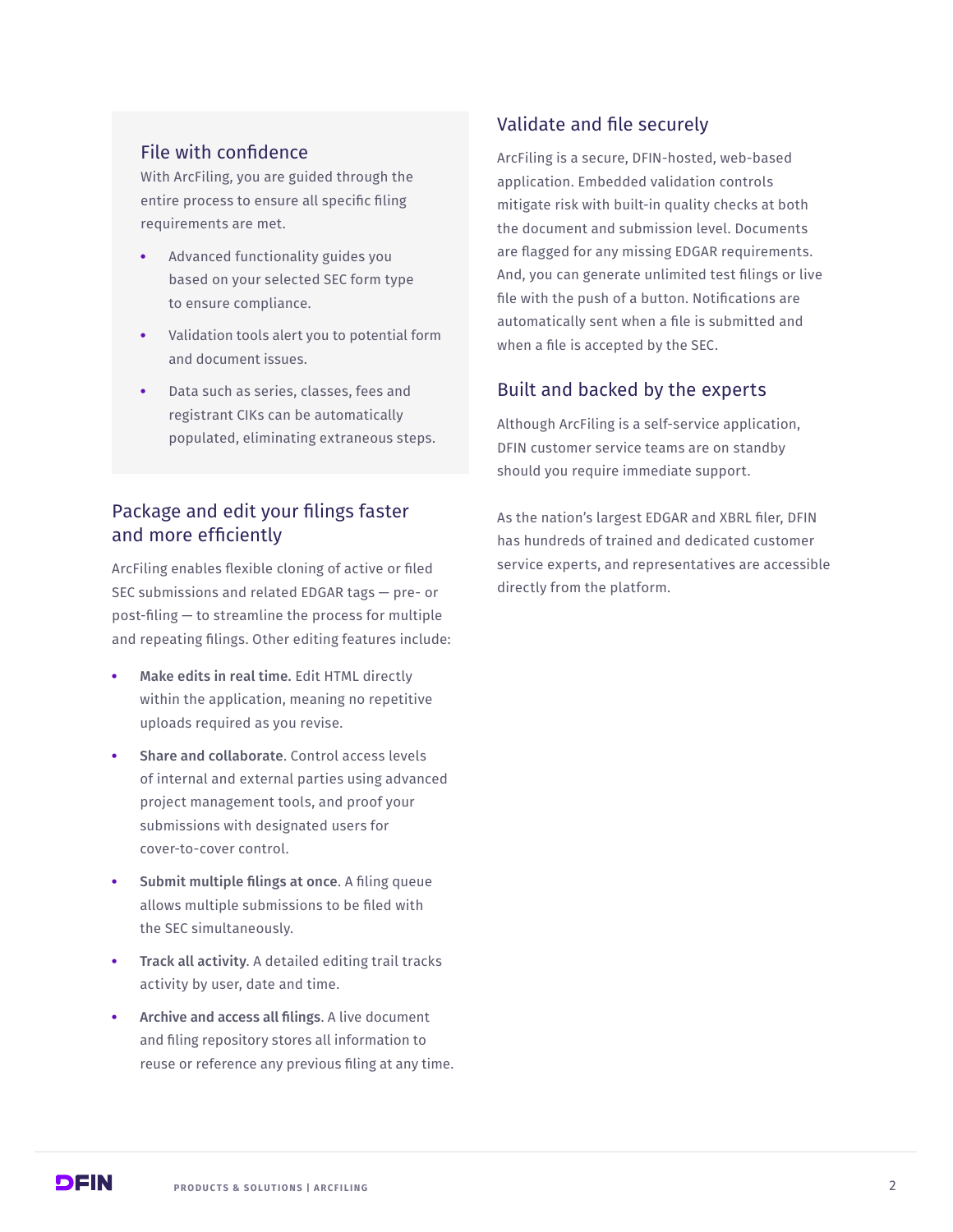## File with confidence

With ArcFiling, you are guided through the entire process to ensure all specific filing requirements are met.

- Advanced functionality guides you based on your selected SEC form type to ensure compliance.
- Validation tools alert you to potential form and document issues.
- Data such as series, classes, fees and registrant CIKs can be automatically populated, eliminating extraneous steps.

## Package and edit your filings faster and more efficiently

ArcFiling enables flexible cloning of active or filed SEC submissions and related EDGAR tags — pre- or post-filing — to streamline the process for multiple and repeating filings. Other editing features include:

- **Make edits in real time.** Edit HTML directly within the application, meaning no repetitive uploads required as you revise.
- **Share and collaborate**. Control access levels of internal and external parties using advanced project management tools, and proof your submissions with designated users for cover-to-cover control.
- **Submit multiple filings at once**. A filing queue allows multiple submissions to be filed with the SEC simultaneously.
- **Track all activity**. A detailed editing trail tracks activity by user, date and time.
- **Archive and access all filings**. A live document and filing repository stores all information to reuse or reference any previous filing at any time.

## Validate and file securely

ArcFiling is a secure, DFIN-hosted, web-based application. Embedded validation controls mitigate risk with built-in quality checks at both the document and submission level. Documents are flagged for any missing EDGAR requirements. And, you can generate unlimited test filings or live file with the push of a button. Notifications are automatically sent when a file is submitted and when a file is accepted by the SEC.

## Built and backed by the experts

Although ArcFiling is a self-service application, DFIN customer service teams are on standby should you require immediate support.

As the nation's largest EDGAR and XBRL filer, DFIN has hundreds of trained and dedicated customer service experts, and representatives are accessible directly from the platform.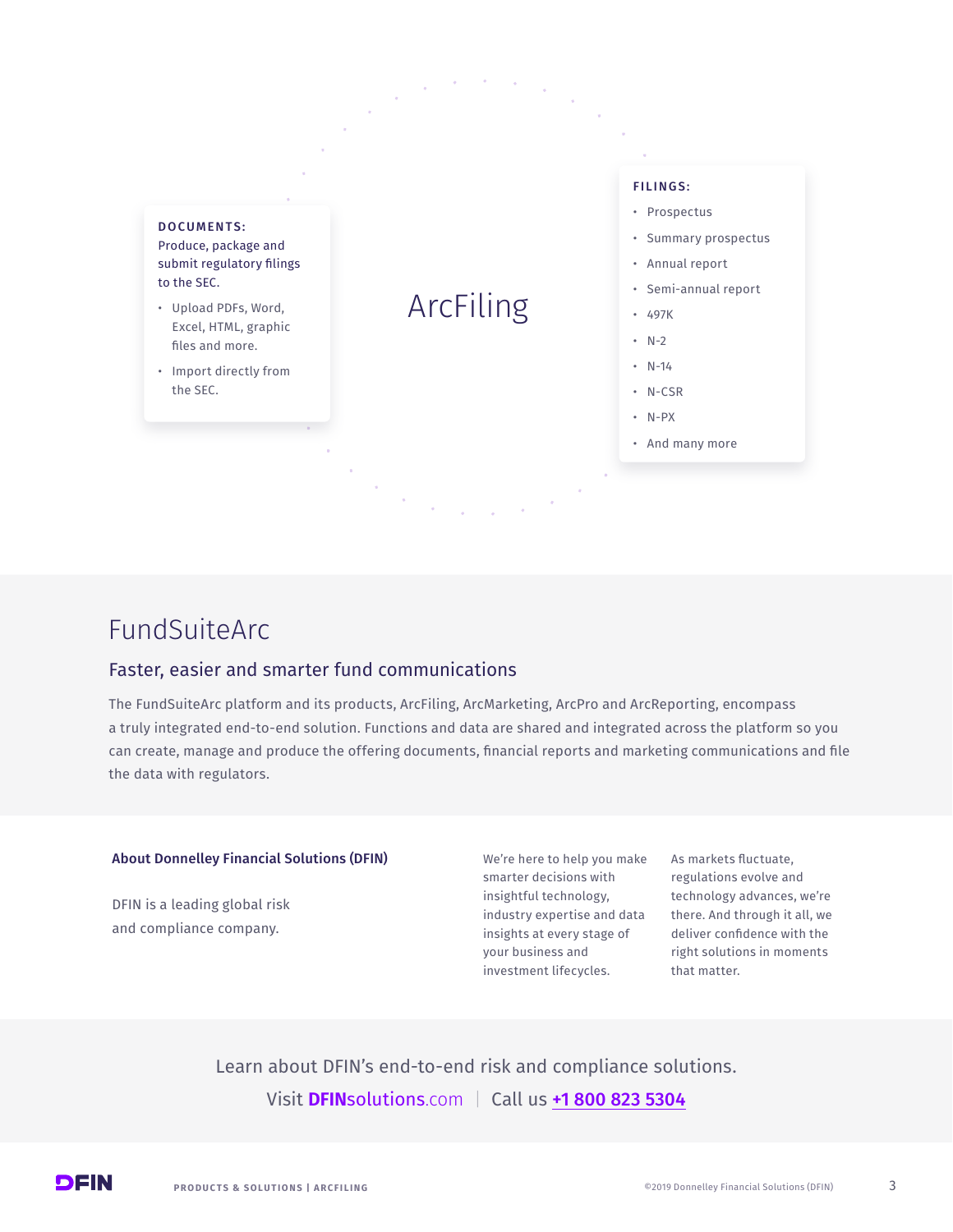## ArcFiling

**DOCUMENTS:**
Produce, package and submit regulatory filings to the SEC.

- Upload PDFs, Word, Excel, HTML, graphic files and more.
- Import directly from the SEC.

**FILINGS:**

- Prospectus
- Summary prospectus
- Annual report
- Semi-annual report
- 497K
- N-2
- N-14
- N-CSR
- N-PX
- And many more

# FundSuiteArc

## Faster, easier and smarter fund communications

The FundSuiteArc platform and its products, ArcFiling, ArcMarketing, ArcPro and ArcReporting, encompass a truly integrated end-to-end solution. Functions and data are shared and integrated across the platform so you can create, manage and produce the offering documents, financial reports and marketing communications and file the data with regulators.

### About Donnelley Financial Solutions (DFIN)

DFIN is a leading global risk and compliance company.

We're here to help you make smarter decisions with insightful technology, industry expertise and data insights at every stage of your business and investment lifecycles.

As markets fluctuate, regulations evolve and technology advances, we're there. And through it all, we deliver confidence with the right solutions in moments that matter.

Learn about DFIN's end-to-end risk and compliance solutions.

Visit **DFIN**solutions.com | Call us **+1 800 823 5304**

DFIN

PRODUCTS & SOLUTIONS | ARCFILING

©2019 Donnelley Financial Solutions (DFIN)